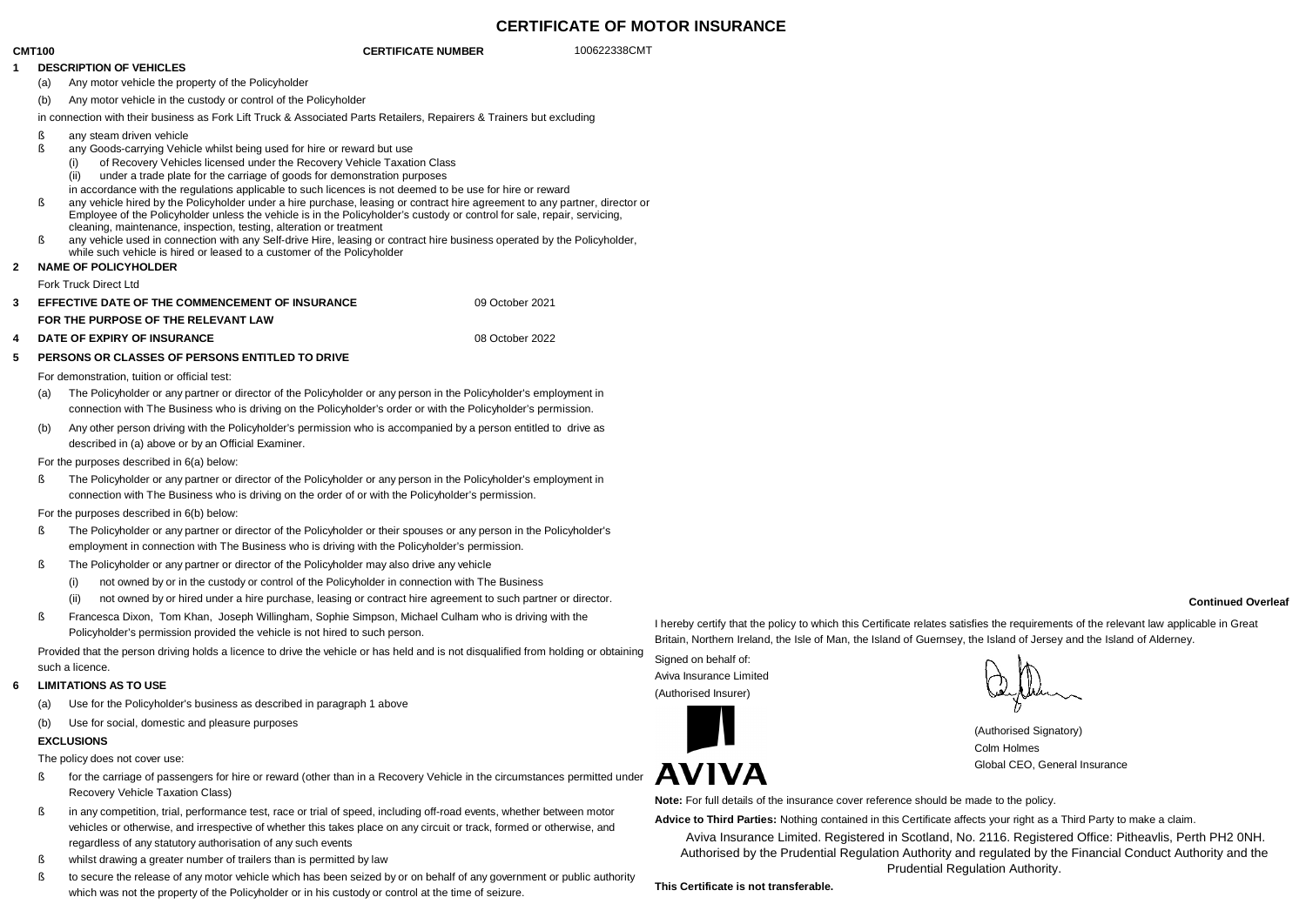# CERTIFICATE OF MOTOR INSURANCE

**CMT100** **CERTIFICATE NUMBER** 100622338CMT

**1 DESCRIPTION OF VEHICLES**

(a) Any motor vehicle the property of the Policyholder

(b) Any motor vehicle in the custody or control of the Policyholder

in connection with their business as Fork Lift Truck & Associated Parts Retailers, Repairers & Trainers but excluding

- any steam driven vehicle
- any Goods-carrying Vehicle whilst being used for hire or reward but use
  - (i) of Recovery Vehicles licensed under the Recovery Vehicle Taxation Class
  - (ii) under a trade plate for the carriage of goods for demonstration purposes

  in accordance with the regulations applicable to such licences is not deemed to be use for hire or reward
- any vehicle hired by the Policyholder under a hire purchase, leasing or contract hire agreement to any partner, director or Employee of the Policyholder unless the vehicle is in the Policyholder's custody or control for sale, repair, servicing, cleaning, maintenance, inspection, testing, alteration or treatment
- any vehicle used in connection with any Self-drive Hire, leasing or contract hire business operated by the Policyholder, while such vehicle is hired or leased to a customer of the Policyholder

**2 NAME OF POLICYHOLDER**

Fork Truck Direct Ltd

**3 EFFECTIVE DATE OF THE COMMENCEMENT OF INSURANCE FOR THE PURPOSE OF THE RELEVANT LAW** 09 October 2021

**4 DATE OF EXPIRY OF INSURANCE** 08 October 2022

**5 PERSONS OR CLASSES OF PERSONS ENTITLED TO DRIVE**

For demonstration, tuition or official test:

(a) The Policyholder or any partner or director of the Policyholder or any person in the Policyholder's employment in connection with The Business who is driving on the Policyholder's order or with the Policyholder's permission.

(b) Any other person driving with the Policyholder's permission who is accompanied by a person entitled to drive as described in (a) above or by an Official Examiner.

For the purposes described in 6(a) below:

- The Policyholder or any partner or director of the Policyholder or any person in the Policyholder's employment in connection with The Business who is driving on the order of or with the Policyholder's permission.

For the purposes described in 6(b) below:

- The Policyholder or any partner or director of the Policyholder or their spouses or any person in the Policyholder's employment in connection with The Business who is driving with the Policyholder's permission.
- The Policyholder or any partner or director of the Policyholder may also drive any vehicle
  - (i) not owned by or in the custody or control of the Policyholder in connection with The Business
  - (ii) not owned by or hired under a hire purchase, leasing or contract hire agreement to such partner or director.
- Francesca Dixon, Tom Khan, Joseph Willingham, Sophie Simpson, Michael Culham who is driving with the Policyholder's permission provided the vehicle is not hired to such person.

Provided that the person driving holds a licence to drive the vehicle or has held and is not disqualified from holding or obtaining such a licence.

**6 LIMITATIONS AS TO USE**

(a) Use for the Policyholder's business as described in paragraph 1 above

(b) Use for social, domestic and pleasure purposes

**EXCLUSIONS**

The policy does not cover use:

- for the carriage of passengers for hire or reward (other than in a Recovery Vehicle in the circumstances permitted under Recovery Vehicle Taxation Class)
- in any competition, trial, performance test, race or trial of speed, including off-road events, whether between motor vehicles or otherwise, and irrespective of whether this takes place on any circuit or track, formed or otherwise, and regardless of any statutory authorisation of any such events
- whilst drawing a greater number of trailers than is permitted by law
- to secure the release of any motor vehicle which has been seized by or on behalf of any government or public authority which was not the property of the Policyholder or in his custody or control at the time of seizure.

**Continued Overleaf**

I hereby certify that the policy to which this Certificate relates satisfies the requirements of the relevant law applicable in Great Britain, Northern Ireland, the Isle of Man, the Island of Guernsey, the Island of Jersey and the Island of Alderney.

Signed on behalf of:
Aviva Insurance Limited
(Authorised Insurer)

AVIVA

(Authorised Signatory)
Colm Holmes
Global CEO, General Insurance

**Note:** For full details of the insurance cover reference should be made to the policy.

**Advice to Third Parties:** Nothing contained in this Certificate affects your right as a Third Party to make a claim.

Aviva Insurance Limited. Registered in Scotland, No. 2116. Registered Office: Pitheavlis, Perth PH2 0NH. Authorised by the Prudential Regulation Authority and regulated by the Financial Conduct Authority and the Prudential Regulation Authority.

**This Certificate is not transferable.**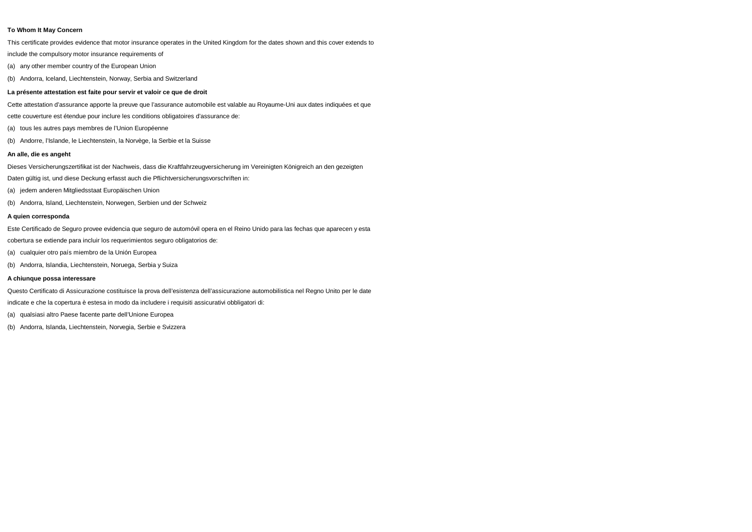**To Whom It May Concern**

This certificate provides evidence that motor insurance operates in the United Kingdom for the dates shown and this cover extends to include the compulsory motor insurance requirements of

(a) any other member country of the European Union

(b) Andorra, Iceland, Liechtenstein, Norway, Serbia and Switzerland

**La présente attestation est faite pour servir et valoir ce que de droit**

Cette attestation d'assurance apporte la preuve que l'assurance automobile est valable au Royaume-Uni aux dates indiquées et que cette couverture est étendue pour inclure les conditions obligatoires d'assurance de:

(a) tous les autres pays membres de l'Union Européenne

(b) Andorre, l'Islande, le Liechtenstein, la Norvège, la Serbie et la Suisse

**An alle, die es angeht**

Dieses Versicherungszertifikat ist der Nachweis, dass die Kraftfahrzeugversicherung im Vereinigten Königreich an den gezeigten Daten gültig ist, und diese Deckung erfasst auch die Pflichtversicherungsvorschriften in:

(a) jedem anderen Mitgliedsstaat Europäischen Union

(b) Andorra, Island, Liechtenstein, Norwegen, Serbien und der Schweiz

**A quien corresponda**

Este Certificado de Seguro provee evidencia que seguro de automóvil opera en el Reino Unido para las fechas que aparecen y esta cobertura se extiende para incluir los requerimientos seguro obligatorios de:

(a) cualquier otro país miembro de la Unión Europea

(b) Andorra, Islandia, Liechtenstein, Noruega, Serbia y Suiza

**A chiunque possa interessare**

Questo Certificato di Assicurazione costituisce la prova dell'esistenza dell'assicurazione automobilistica nel Regno Unito per le date indicate e che la copertura è estesa in modo da includere i requisiti assicurativi obbligatori di:

(a) qualsiasi altro Paese facente parte dell'Unione Europea

(b) Andorra, Islanda, Liechtenstein, Norvegia, Serbie e Svizzera